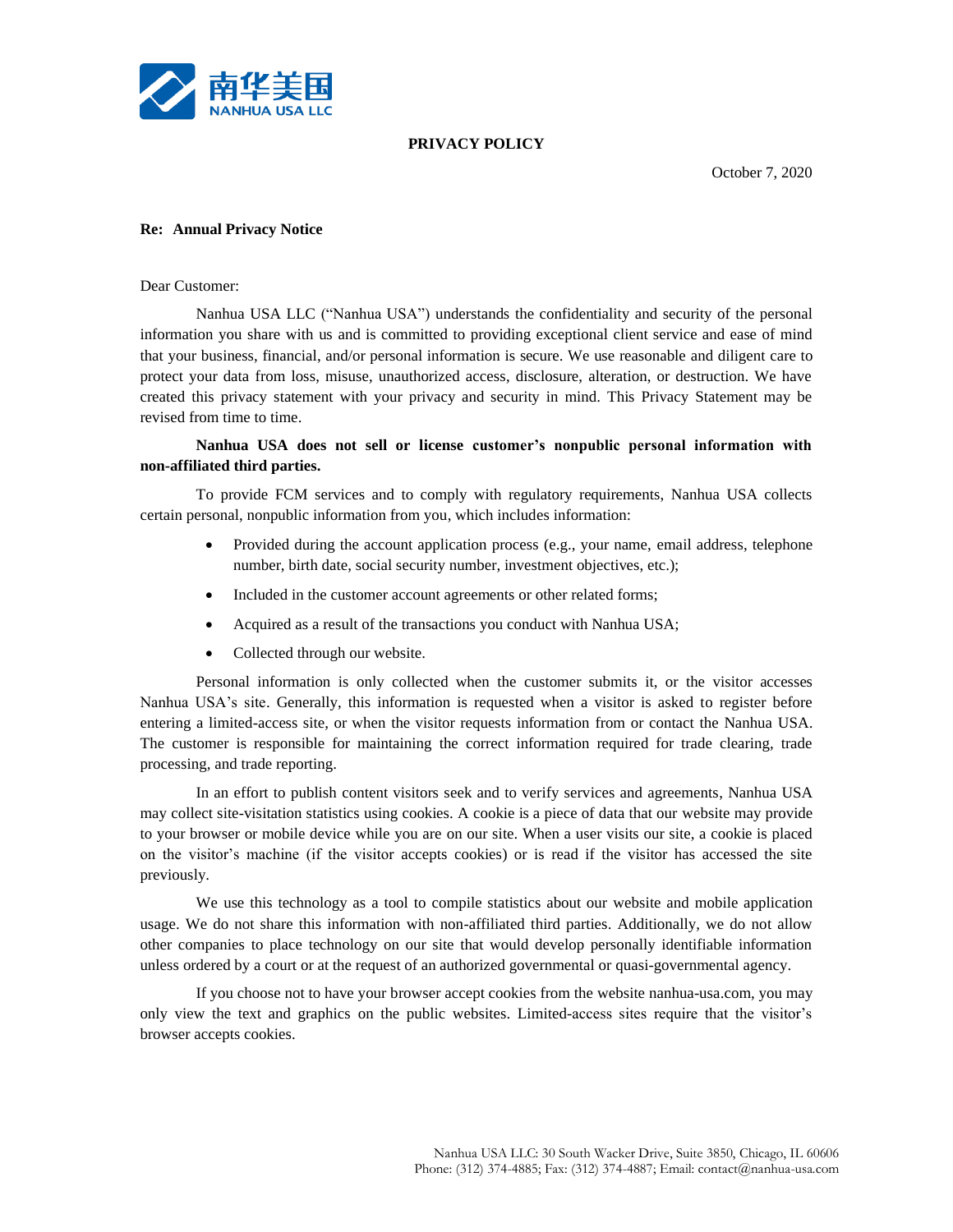南华美国
NANHUA USA LLC

# PRIVACY POLICY

October 7, 2020

**Re: Annual Privacy Notice**

Dear Customer:

Nanhua USA LLC ("Nanhua USA") understands the confidentiality and security of the personal information you share with us and is committed to providing exceptional client service and ease of mind that your business, financial, and/or personal information is secure. We use reasonable and diligent care to protect your data from loss, misuse, unauthorized access, disclosure, alteration, or destruction. We have created this privacy statement with your privacy and security in mind. This Privacy Statement may be revised from time to time.

**Nanhua USA does not sell or license customer's nonpublic personal information with non-affiliated third parties.**

To provide FCM services and to comply with regulatory requirements, Nanhua USA collects certain personal, nonpublic information from you, which includes information:

- Provided during the account application process (e.g., your name, email address, telephone number, birth date, social security number, investment objectives, etc.);
- Included in the customer account agreements or other related forms;
- Acquired as a result of the transactions you conduct with Nanhua USA;
- Collected through our website.

Personal information is only collected when the customer submits it, or the visitor accesses Nanhua USA's site. Generally, this information is requested when a visitor is asked to register before entering a limited-access site, or when the visitor requests information from or contact the Nanhua USA. The customer is responsible for maintaining the correct information required for trade clearing, trade processing, and trade reporting.

In an effort to publish content visitors seek and to verify services and agreements, Nanhua USA may collect site-visitation statistics using cookies. A cookie is a piece of data that our website may provide to your browser or mobile device while you are on our site. When a user visits our site, a cookie is placed on the visitor's machine (if the visitor accepts cookies) or is read if the visitor has accessed the site previously.

We use this technology as a tool to compile statistics about our website and mobile application usage. We do not share this information with non-affiliated third parties. Additionally, we do not allow other companies to place technology on our site that would develop personally identifiable information unless ordered by a court or at the request of an authorized governmental or quasi-governmental agency.

If you choose not to have your browser accept cookies from the website nanhua-usa.com, you may only view the text and graphics on the public websites. Limited-access sites require that the visitor's browser accepts cookies.

Nanhua USA LLC: 30 South Wacker Drive, Suite 3850, Chicago, IL 60606
Phone: (312) 374-4885; Fax: (312) 374-4887; Email: contact@nanhua-usa.com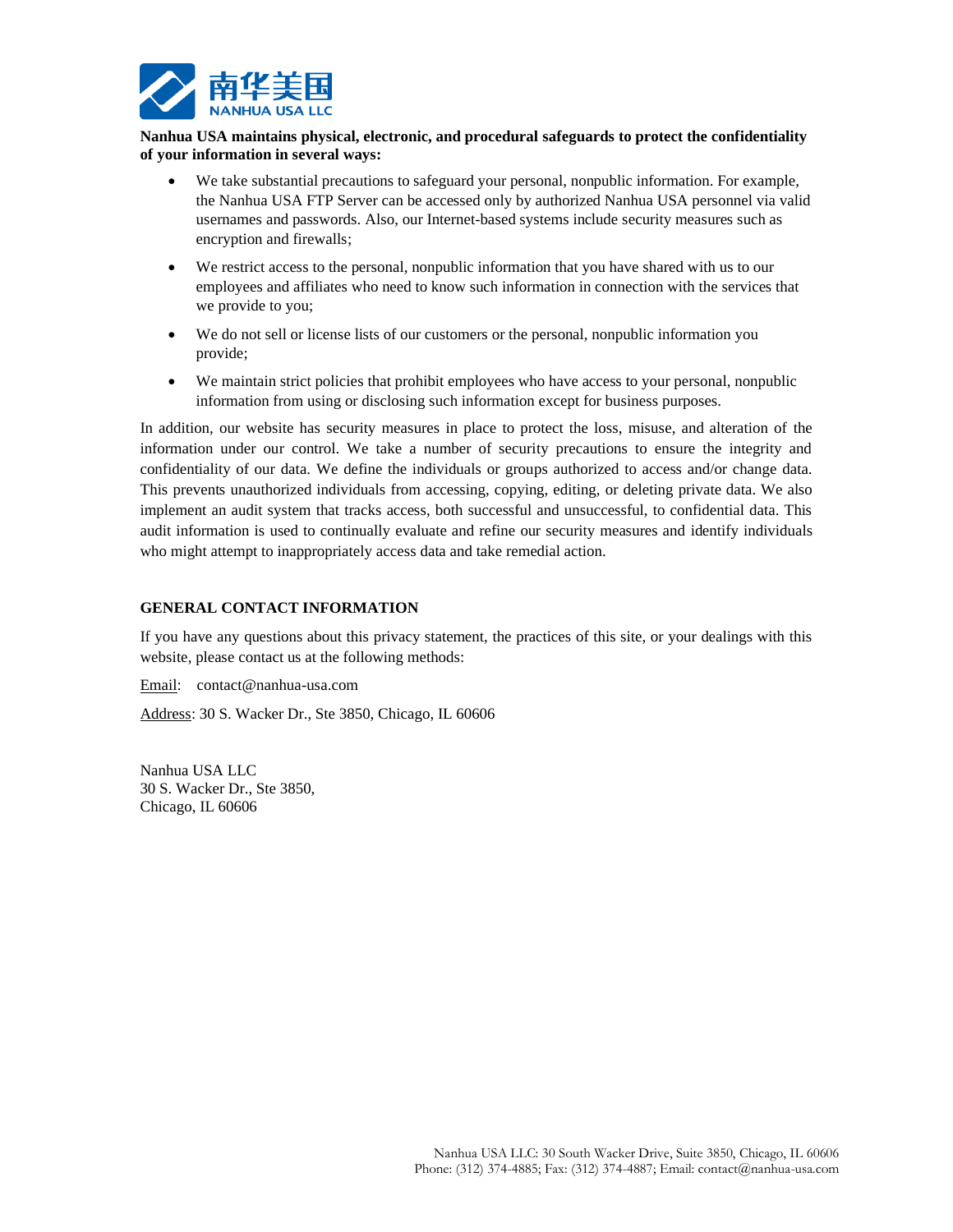**Nanhua USA maintains physical, electronic, and procedural safeguards to protect the confidentiality of your information in several ways:**

- We take substantial precautions to safeguard your personal, nonpublic information. For example, the Nanhua USA FTP Server can be accessed only by authorized Nanhua USA personnel via valid usernames and passwords. Also, our Internet-based systems include security measures such as encryption and firewalls;
- We restrict access to the personal, nonpublic information that you have shared with us to our employees and affiliates who need to know such information in connection with the services that we provide to you;
- We do not sell or license lists of our customers or the personal, nonpublic information you provide;
- We maintain strict policies that prohibit employees who have access to your personal, nonpublic information from using or disclosing such information except for business purposes.

In addition, our website has security measures in place to protect the loss, misuse, and alteration of the information under our control. We take a number of security precautions to ensure the integrity and confidentiality of our data. We define the individuals or groups authorized to access and/or change data. This prevents unauthorized individuals from accessing, copying, editing, or deleting private data. We also implement an audit system that tracks access, both successful and unsuccessful, to confidential data. This audit information is used to continually evaluate and refine our security measures and identify individuals who might attempt to inappropriately access data and take remedial action.

**GENERAL CONTACT INFORMATION**

If you have any questions about this privacy statement, the practices of this site, or your dealings with this website, please contact us at the following methods:

Email: contact@nanhua-usa.com

Address: 30 S. Wacker Dr., Ste 3850, Chicago, IL 60606

Nanhua USA LLC
30 S. Wacker Dr., Ste 3850,
Chicago, IL 60606